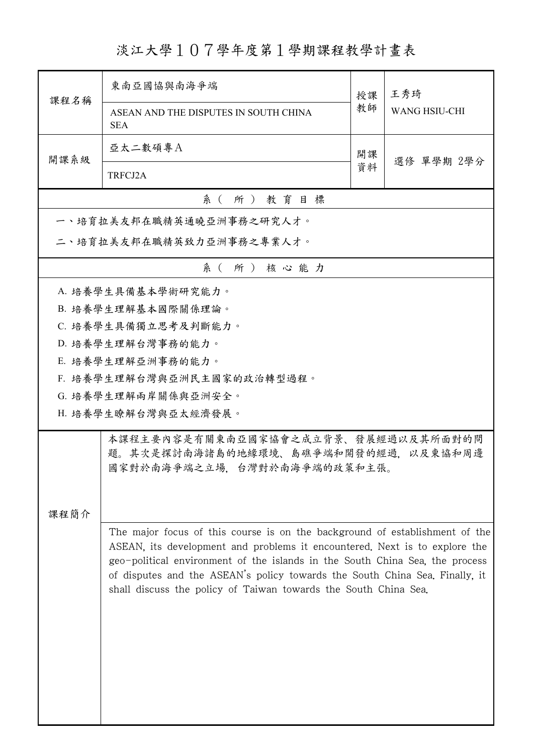# 淡江大學１０７學年度第１學期課程教學計畫表

| 課程名稱 | 東南亞國協與南海爭端<br>ASEAN AND THE DISPUTES IN SOUTH CHINA SEA | 授課教師 | 王秀琦<br>WANG HSIU-CHI |
| --- | --- | --- | --- |
| 開課系級 | 亞太二數碩專A<br>TRFCJ2A | 開課資料 | 選修 單學期 2學分 |

## 系（所）教育目標

一、培育拉美友邦在職精英通曉亞洲事務之研究人才。

二、培育拉美友邦在職精英致力亞洲事務之專業人才。

## 系（所）核心能力

A. 培養學生具備基本學術研究能力。

B. 培養學生理解基本國際關係理論。

C. 培養學生具備獨立思考及判斷能力。

D. 培養學生理解台灣事務的能力。

E. 培養學生理解亞洲事務的能力。

F. 培養學生理解台灣與亞洲民主國家的政治轉型過程。

G. 培養學生理解兩岸關係與亞洲安全。

H. 培養學生瞭解台灣與亞太經濟發展。

## 課程簡介

本課程主要內容是有關東南亞國家協會之成立背景、發展經過以及其所面對的問題。其次是探討南海諸島的地緣環境、島礁爭端和開發的經過，以及東協和周邊國家對於南海爭端之立場，台灣對於南海爭端的政策和主張。

The major focus of this course is on the background of establishment of the ASEAN, its development and problems it encountered. Next is to explore the geo-political environment of the islands in the South China Sea, the process of disputes and the ASEAN's policy towards the South China Sea. Finally, it shall discuss the policy of Taiwan towards the South China Sea.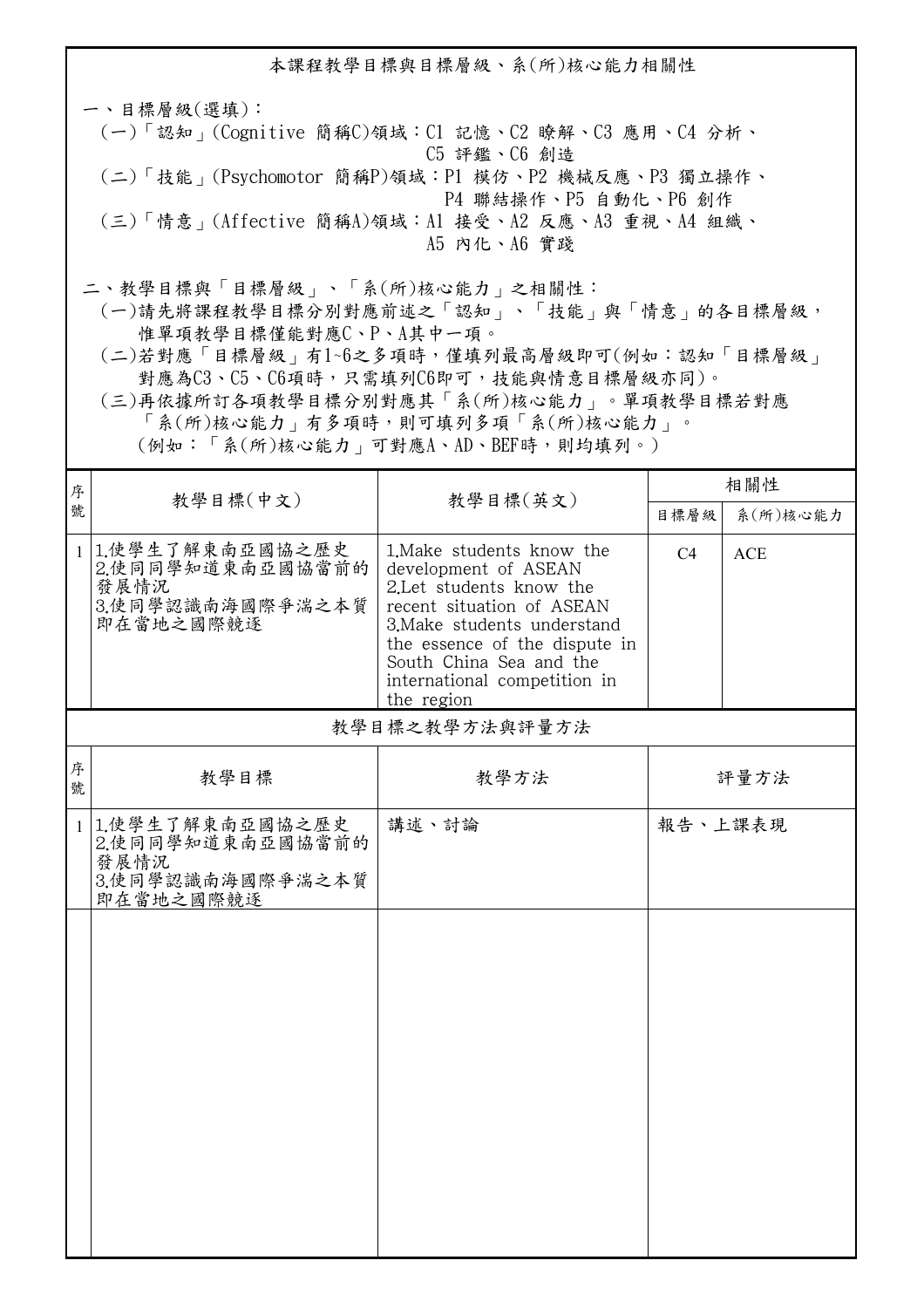## 本課程教學目標與目標層級、系(所)核心能力相關性

一、目標層級(選填)：

(一)「認知」(Cognitive 簡稱C)領域：C1 記憶、C2 瞭解、C3 應用、C4 分析、C5 評鑑、C6 創造

(二)「技能」(Psychomotor 簡稱P)領域：P1 模仿、P2 機械反應、P3 獨立操作、P4 聯結操作、P5 自動化、P6 創作

(三)「情意」(Affective 簡稱A)領域：A1 接受、A2 反應、A3 重視、A4 組織、A5 內化、A6 實踐

二、教學目標與「目標層級」、「系(所)核心能力」之相關性：

(一)請先將課程教學目標分別對應前述之「認知」、「技能」與「情意」的各目標層級，惟單項教學目標僅能對應C、P、A其中一項。

(二)若對應「目標層級」有1~6之多項時，僅填列最高層級即可(例如：認知「目標層級」對應為C3、C5、C6項時，只需填列C6即可，技能與情意目標層級亦同)。

(三)再依據所訂各項教學目標分別對應其「系(所)核心能力」。單項教學目標若對應「系(所)核心能力」有多項時，則可填列多項「系(所)核心能力」。(例如：「系(所)核心能力」可對應A、AD、BEF時，則均填列。)

| 序號 | 教學目標(中文) | 教學目標(英文) | 相關性 | |
|---|---|---|---|---|
| | | | 目標層級 | 系(所)核心能力 |
| 1 | 1.使學生了解東南亞國協之歷史<br>2.使同同學知道東南亞國協當前的發展情況<br>3.使同學認識南海國際爭端之本質即在當地之國際競逐 | 1.Make students know the development of ASEAN<br>2.Let students know the recent situation of ASEAN<br>3.Make students understand the essence of the dispute in South China Sea and the international competition in the region | C4 | ACE |

## 教學目標之教學方法與評量方法

| 序號 | 教學目標 | 教學方法 | 評量方法 |
|---|---|---|---|
| 1 | 1.使學生了解東南亞國協之歷史<br>2.使同同學知道東南亞國協當前的發展情況<br>3.使同學認識南海國際爭端之本質即在當地之國際競逐 | 講述、討論 | 報告、上課表現 |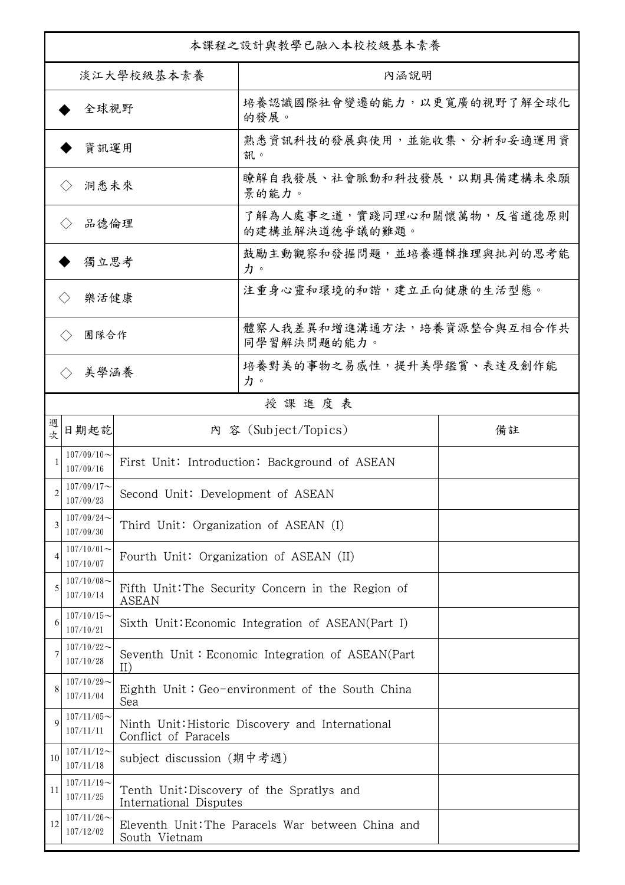| 本課程之設計與教學已融入本校校級基本素養 | |
|---|---|
| 淡江大學校級基本素養 | 內涵說明 |
| ◆ 全球視野 | 培養認識國際社會變遷的能力，以更寬廣的視野了解全球化的發展。 |
| ◆ 資訊運用 | 熟悉資訊科技的發展與使用，並能收集、分析和妥適運用資訊。 |
| ◇ 洞悉未來 | 瞭解自我發展、社會脈動和科技發展，以期具備建構未來願景的能力。 |
| ◇ 品德倫理 | 了解為人處事之道，實踐同理心和關懷萬物，反省道德原則的建構並解決道德爭議的難題。 |
| ◆ 獨立思考 | 鼓勵主動觀察和發掘問題，並培養邏輯推理與批判的思考能力。 |
| ◇ 樂活健康 | 注重身心靈和環境的和諧，建立正向健康的生活型態。 |
| ◇ 團隊合作 | 體察人我差異和增進溝通方法，培養資源整合與互相合作共同學習解決問題的能力。 |
| ◇ 美學涵養 | 培養對美的事物之易感性，提升美學鑑賞、表達及創作能力。 |

授 課 進 度 表

| 週次 | 日期起訖 | 內 容 (Subject/Topics) | 備註 |
|---|---|---|---|
| 1 | 107/09/10～107/09/16 | First Unit: Introduction: Background of ASEAN | |
| 2 | 107/09/17～107/09/23 | Second Unit: Development of ASEAN | |
| 3 | 107/09/24～107/09/30 | Third Unit: Organization of ASEAN (I) | |
| 4 | 107/10/01～107/10/07 | Fourth Unit: Organization of ASEAN (II) | |
| 5 | 107/10/08～107/10/14 | Fifth Unit:The Security Concern in the Region of ASEAN | |
| 6 | 107/10/15～107/10/21 | Sixth Unit:Economic Integration of ASEAN(Part I) | |
| 7 | 107/10/22～107/10/28 | Seventh Unit：Economic Integration of ASEAN(Part II) | |
| 8 | 107/10/29～107/11/04 | Eighth Unit：Geo-environment of the South China Sea | |
| 9 | 107/11/05～107/11/11 | Ninth Unit:Historic Discovery and International Conflict of Paracels | |
| 10 | 107/11/12～107/11/18 | subject discussion (期中考週) | |
| 11 | 107/11/19～107/11/25 | Tenth Unit:Discovery of the Spratlys and International Disputes | |
| 12 | 107/11/26～107/12/02 | Eleventh Unit:The Paracels War between China and South Vietnam | |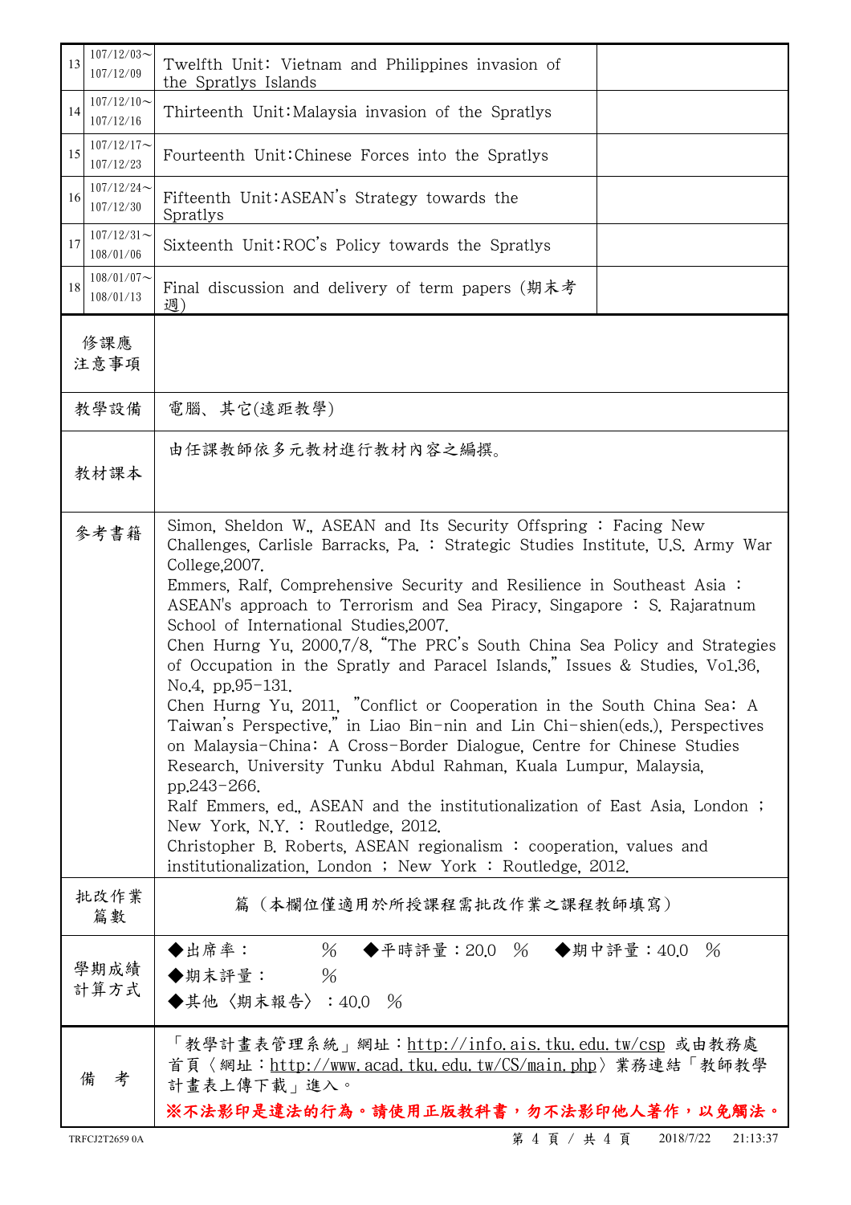| | | | |
|---|---|---|---|
| 13 | 107/12/03～<br>107/12/09 | Twelfth Unit: Vietnam and Philippines invasion of the Spratlys Islands | |
| 14 | 107/12/10～<br>107/12/16 | Thirteenth Unit:Malaysia invasion of the Spratlys | |
| 15 | 107/12/17～<br>107/12/23 | Fourteenth Unit:Chinese Forces into the Spratlys | |
| 16 | 107/12/24～<br>107/12/30 | Fifteenth Unit:ASEAN's Strategy towards the Spratlys | |
| 17 | 107/12/31～<br>108/01/06 | Sixteenth Unit:ROC's Policy towards the Spratlys | |
| 18 | 108/01/07～<br>108/01/13 | Final discussion and delivery of term papers (期末考週) | |

| | |
|---|---|
| 修課應注意事項 | |
| 教學設備 | 電腦、其它(遠距教學) |
| 教材課本 | 由任課教師依多元教材進行教材內容之編撰。 |
| 參考書籍 | Simon, Sheldon W., ASEAN and Its Security Offspring : Facing New Challenges, Carlisle Barracks, Pa. : Strategic Studies Institute, U.S. Army War College,2007.<br>Emmers, Ralf, Comprehensive Security and Resilience in Southeast Asia : ASEAN's approach to Terrorism and Sea Piracy, Singapore : S. Rajaratnum School of International Studies,2007.<br>Chen Hurng Yu, 2000,7/8, "The PRC's South China Sea Policy and Strategies of Occupation in the Spratly and Paracel Islands," Issues & Studies, Vo1.36, No.4, pp.95-131.<br>Chen Hurng Yu, 2011, "Conflict or Cooperation in the South China Sea: A Taiwan's Perspective," in Liao Bin-nin and Lin Chi-shien(eds.), Perspectives on Malaysia-China: A Cross-Border Dialogue, Centre for Chinese Studies Research, University Tunku Abdul Rahman, Kuala Lumpur, Malaysia, pp.243-266.<br>Ralf Emmers, ed., ASEAN and the institutionalization of East Asia, London ; New York, N.Y. : Routledge, 2012.<br>Christopher B. Roberts, ASEAN regionalism : cooperation, values and institutionalization, London ; New York : Routledge, 2012. |
| 批改作業篇數 | 篇（本欄位僅適用於所授課程需批改作業之課程教師填寫） |
| 學期成績計算方式 | ◆出席率： ％ ◆平時評量：20.0 ％ ◆期中評量：40.0 ％<br>◆期末評量： ％<br>◆其他〈期末報告〉：40.0 ％ |
| 備　考 | 「教學計畫表管理系統」網址：http://info.ais.tku.edu.tw/csp 或由教務處首頁〈網址：http://www.acad.tku.edu.tw/CS/main.php〉業務連結「教師教學計畫表上傳下載」進入。<br>**※不法影印是違法的行為。請使用正版教科書，勿不法影印他人著作，以免觸法。** |